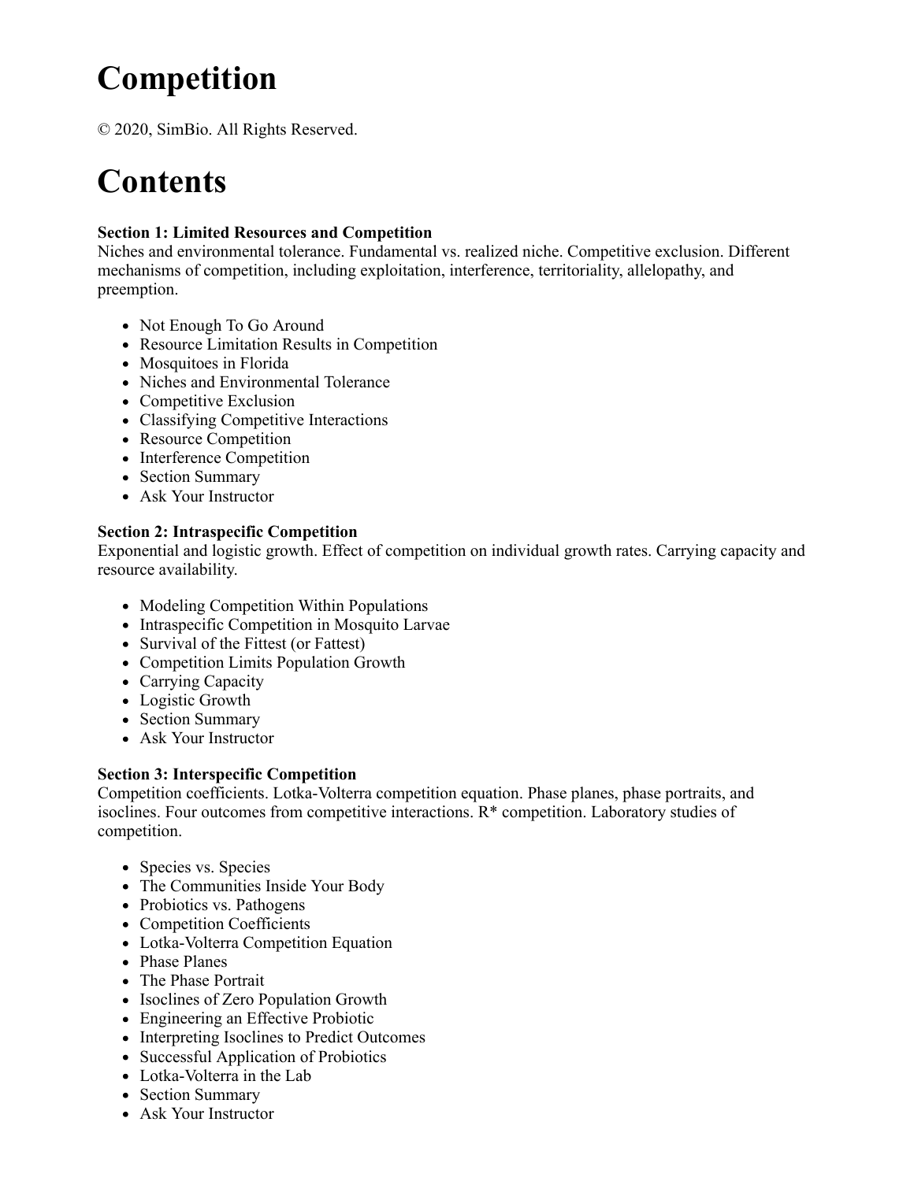# Competition

© 2020, SimBio. All Rights Reserved.

# Contents

**Section 1: Limited Resources and Competition**
Niches and environmental tolerance. Fundamental vs. realized niche. Competitive exclusion. Different mechanisms of competition, including exploitation, interference, territoriality, allelopathy, and preemption.

- Not Enough To Go Around
- Resource Limitation Results in Competition
- Mosquitoes in Florida
- Niches and Environmental Tolerance
- Competitive Exclusion
- Classifying Competitive Interactions
- Resource Competition
- Interference Competition
- Section Summary
- Ask Your Instructor

**Section 2: Intraspecific Competition**
Exponential and logistic growth. Effect of competition on individual growth rates. Carrying capacity and resource availability.

- Modeling Competition Within Populations
- Intraspecific Competition in Mosquito Larvae
- Survival of the Fittest (or Fattest)
- Competition Limits Population Growth
- Carrying Capacity
- Logistic Growth
- Section Summary
- Ask Your Instructor

**Section 3: Interspecific Competition**
Competition coefficients. Lotka-Volterra competition equation. Phase planes, phase portraits, and isoclines. Four outcomes from competitive interactions. R* competition. Laboratory studies of competition.

- Species vs. Species
- The Communities Inside Your Body
- Probiotics vs. Pathogens
- Competition Coefficients
- Lotka-Volterra Competition Equation
- Phase Planes
- The Phase Portrait
- Isoclines of Zero Population Growth
- Engineering an Effective Probiotic
- Interpreting Isoclines to Predict Outcomes
- Successful Application of Probiotics
- Lotka-Volterra in the Lab
- Section Summary
- Ask Your Instructor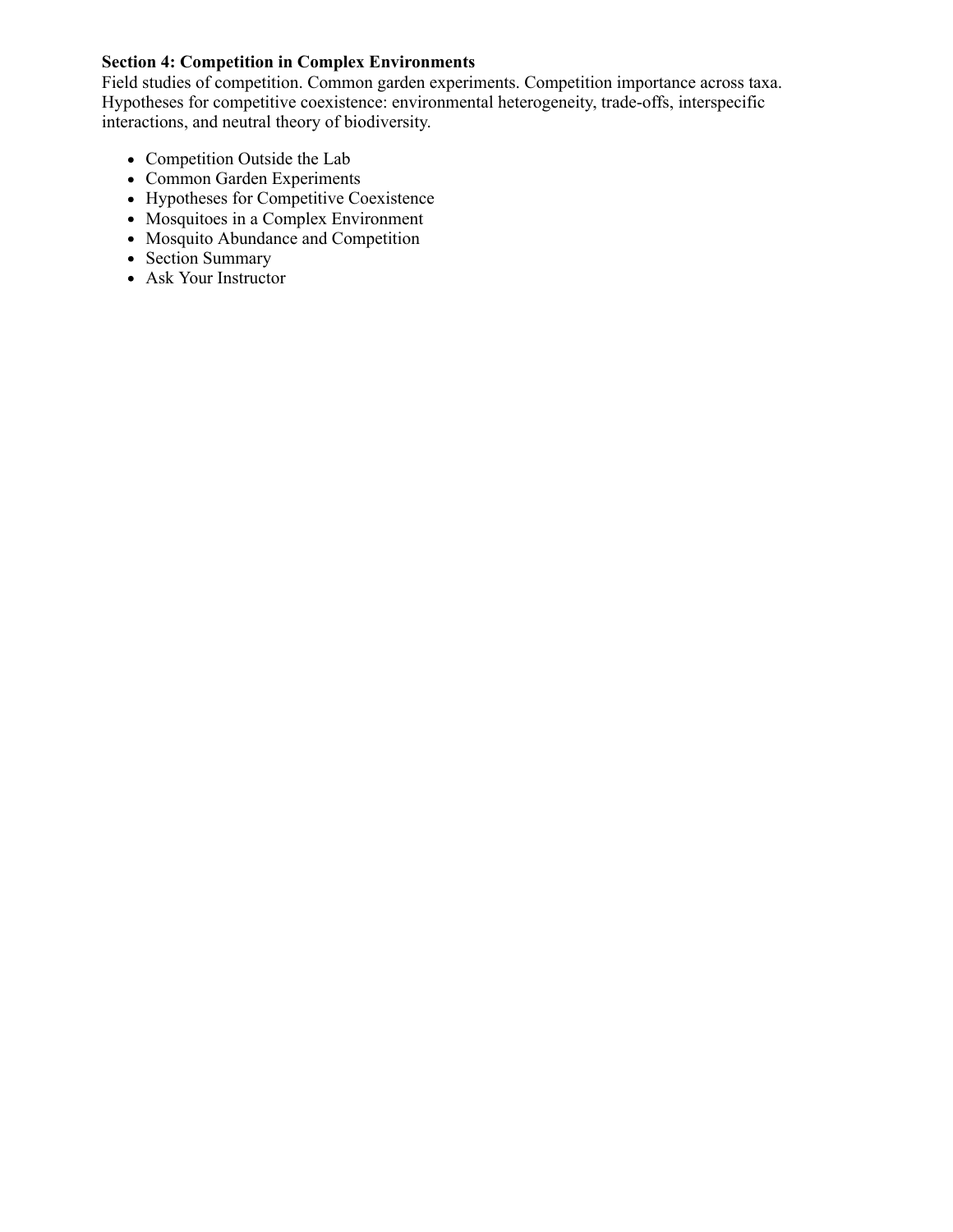**Section 4: Competition in Complex Environments**
Field studies of competition. Common garden experiments. Competition importance across taxa. Hypotheses for competitive coexistence: environmental heterogeneity, trade-offs, interspecific interactions, and neutral theory of biodiversity.

- Competition Outside the Lab
- Common Garden Experiments
- Hypotheses for Competitive Coexistence
- Mosquitoes in a Complex Environment
- Mosquito Abundance and Competition
- Section Summary
- Ask Your Instructor